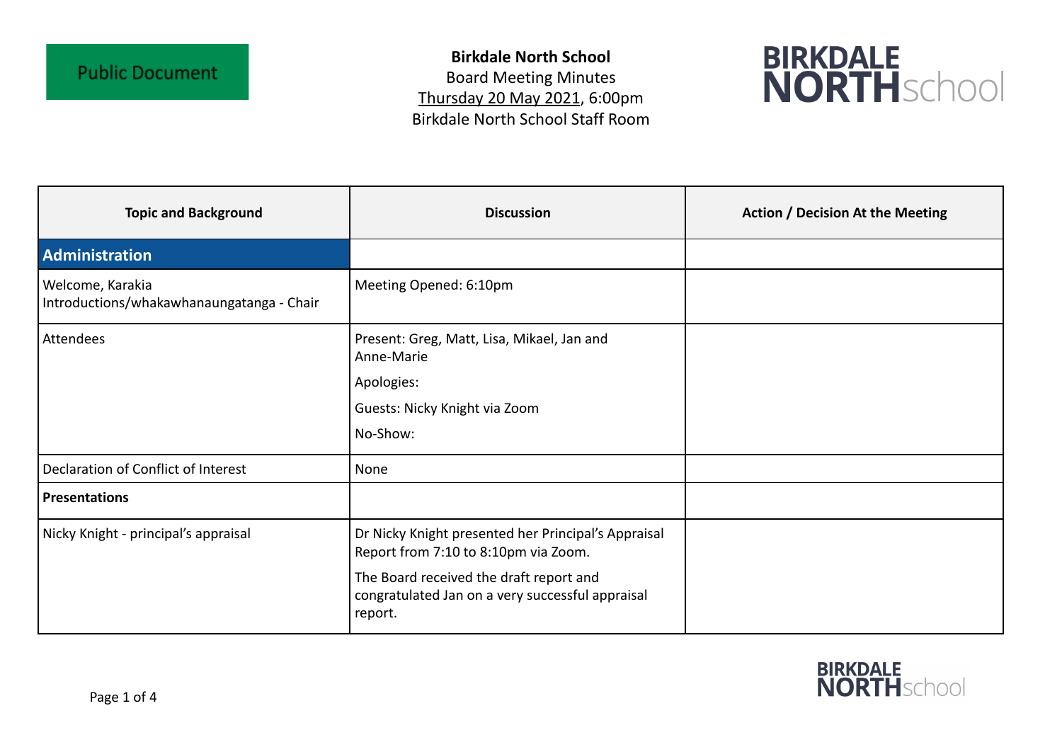Public Document

**Birkdale North School**
Board Meeting Minutes
Thursday 20 May 2021, 6:00pm
Birkdale North School Staff Room

BIRKDALE NORTH school

| Topic and Background | Discussion | Action / Decision At the Meeting |
|---|---|---|
| **Administration** | | |
| Welcome, Karakia<br>Introductions/whakawhanaungatanga - Chair | Meeting Opened: 6:10pm | |
| Attendees | Present: Greg, Matt, Lisa, Mikael, Jan and Anne-Marie<br>Apologies:<br>Guests: Nicky Knight via Zoom<br>No-Show: | |
| Declaration of Conflict of Interest | None | |
| **Presentations** | | |
| Nicky Knight - principal's appraisal | Dr Nicky Knight presented her Principal's Appraisal Report from 7:10 to 8:10pm via Zoom.<br>The Board received the draft report and congratulated Jan on a very successful appraisal report. | |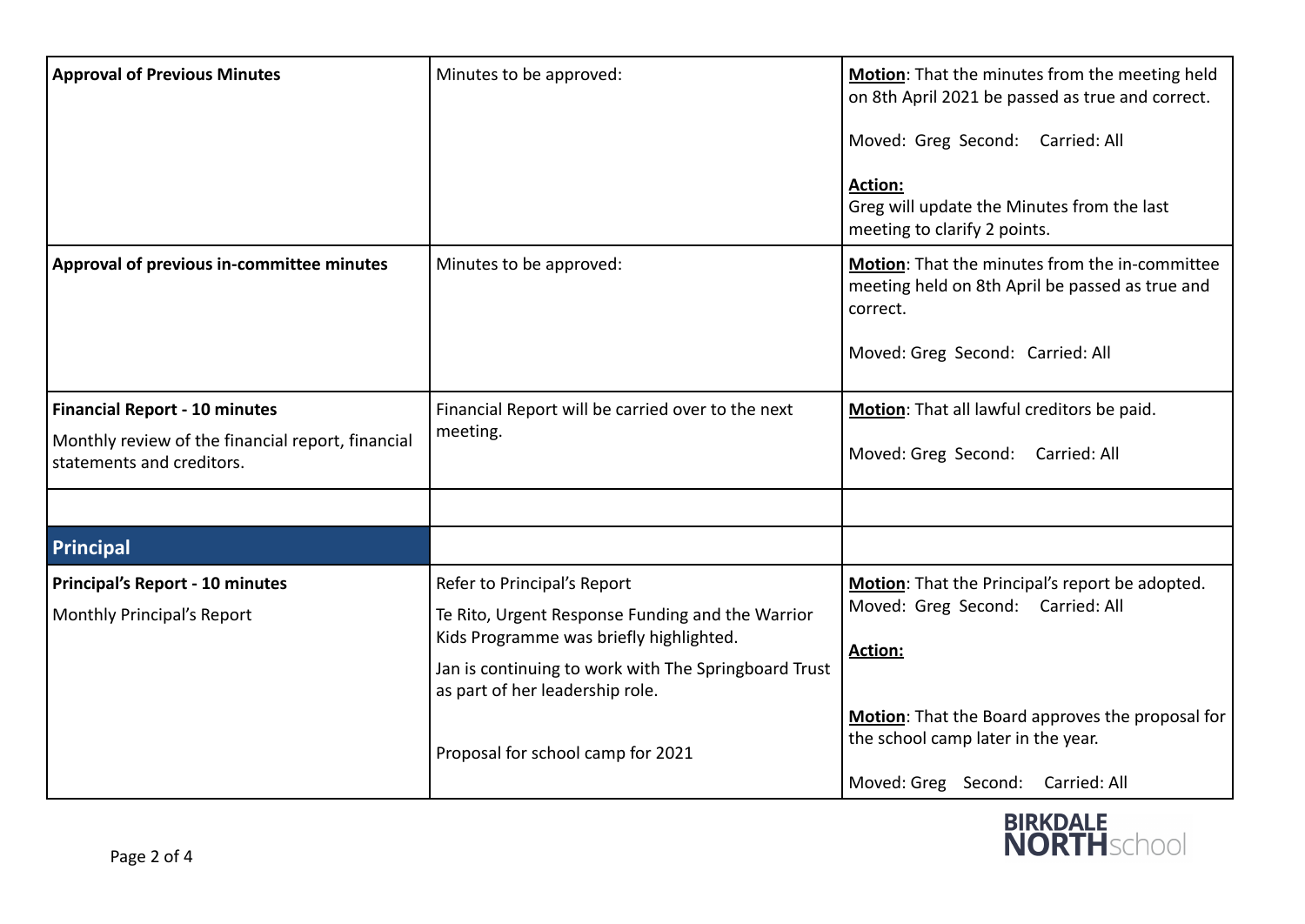| | | |
|---|---|---|
| **Approval of Previous Minutes** | Minutes to be approved: | **Motion**: That the minutes from the meeting held on 8th April 2021 be passed as true and correct.<br><br>Moved: Greg Second: Carried: All<br><br>**Action:**<br>Greg will update the Minutes from the last meeting to clarify 2 points. |
| **Approval of previous in-committee minutes** | Minutes to be approved: | **Motion**: That the minutes from the in-committee meeting held on 8th April be passed as true and correct.<br><br>Moved: Greg Second: Carried: All |
| **Financial Report - 10 minutes**<br><br>Monthly review of the financial report, financial statements and creditors. | Financial Report will be carried over to the next meeting. | **Motion**: That all lawful creditors be paid.<br><br>Moved: Greg Second: Carried: All |
| | | |
| **Principal** | | |
| **Principal's Report - 10 minutes**<br><br>Monthly Principal's Report | Refer to Principal's Report<br><br>Te Rito, Urgent Response Funding and the Warrior Kids Programme was briefly highlighted.<br><br>Jan is continuing to work with The Springboard Trust as part of her leadership role.<br><br>Proposal for school camp for 2021 | **Motion**: That the Principal's report be adopted.<br>Moved: Greg Second: Carried: All<br><br>**Action:**<br><br>**Motion**: That the Board approves the proposal for the school camp later in the year.<br><br>Moved: Greg Second: Carried: All |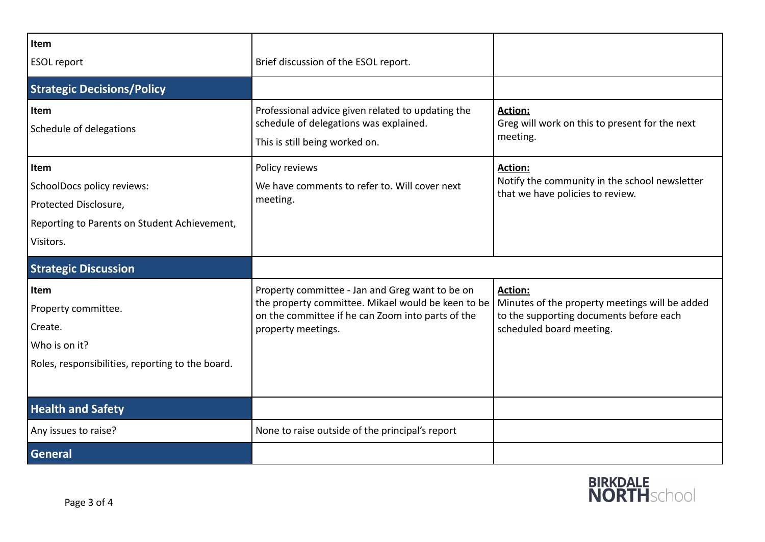| | | |
|---|---|---|
| **Item**<br>ESOL report | Brief discussion of the ESOL report. | |
| **Strategic Decisions/Policy** | | |
| **Item**<br>Schedule of delegations | Professional advice given related to updating the schedule of delegations was explained.<br>This is still being worked on. | **Action:**<br>Greg will work on this to present for the next meeting. |
| **Item**<br>SchoolDocs policy reviews:<br>Protected Disclosure,<br>Reporting to Parents on Student Achievement,<br>Visitors. | Policy reviews<br>We have comments to refer to. Will cover next meeting. | **Action:**<br>Notify the community in the school newsletter that we have policies to review. |
| **Strategic Discussion** | | |
| **Item**<br>Property committee.<br>Create.<br>Who is on it?<br>Roles, responsibilities, reporting to the board. | Property committee - Jan and Greg want to be on the property committee. Mikael would be keen to be on the committee if he can Zoom into parts of the property meetings. | **Action:**<br>Minutes of the property meetings will be added to the supporting documents before each scheduled board meeting. |
| **Health and Safety** | | |
| Any issues to raise? | None to raise outside of the principal's report | |
| **General** | | |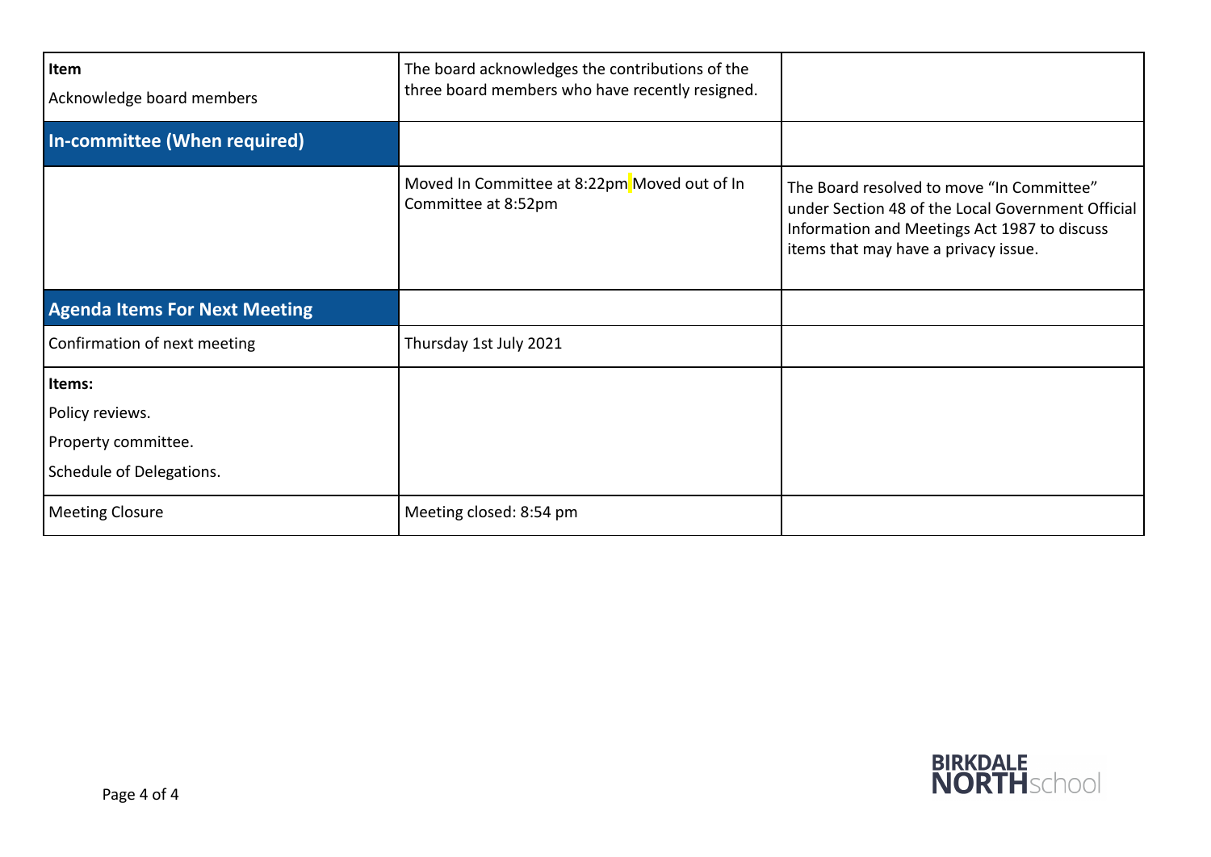| | | |
|---|---|---|
| **Item**<br>Acknowledge board members | The board acknowledges the contributions of the three board members who have recently resigned. | |
| **In-committee (When required)** | | |
| | Moved In Committee at 8:22pm Moved out of In Committee at 8:52pm | The Board resolved to move "In Committee" under Section 48 of the Local Government Official Information and Meetings Act 1987 to discuss items that may have a privacy issue. |
| **Agenda Items For Next Meeting** | | |
| Confirmation of next meeting | Thursday 1st July 2021 | |
| **Items:**<br>Policy reviews.<br>Property committee.<br>Schedule of Delegations. | | |
| Meeting Closure | Meeting closed: 8:54 pm | |

BIRKDALE NORTHschool